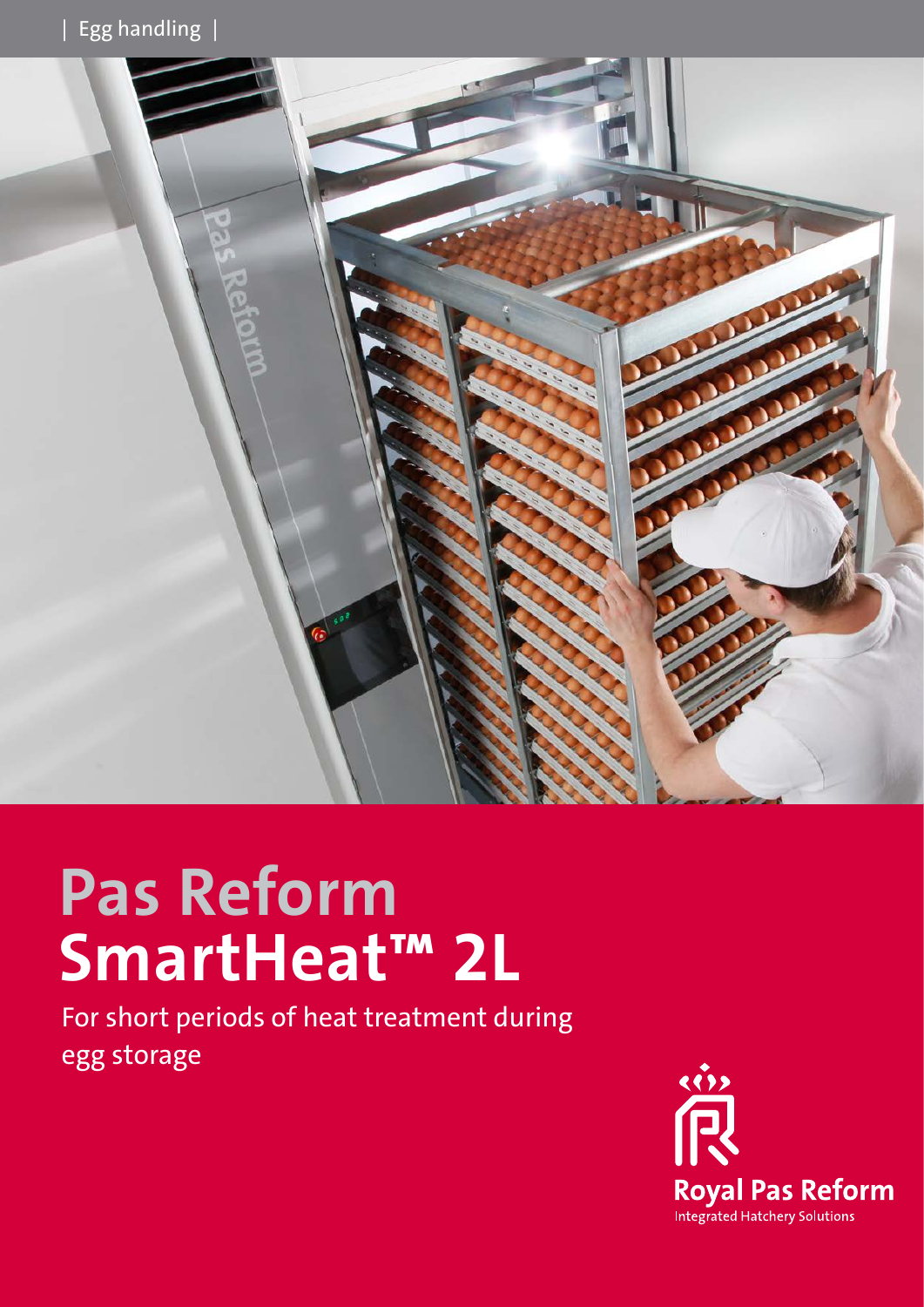| Egg handling |

# Pas Reform SmartHeat™ 2L

For short periods of heat treatment during egg storage

Royal Pas Reform
Integrated Hatchery Solutions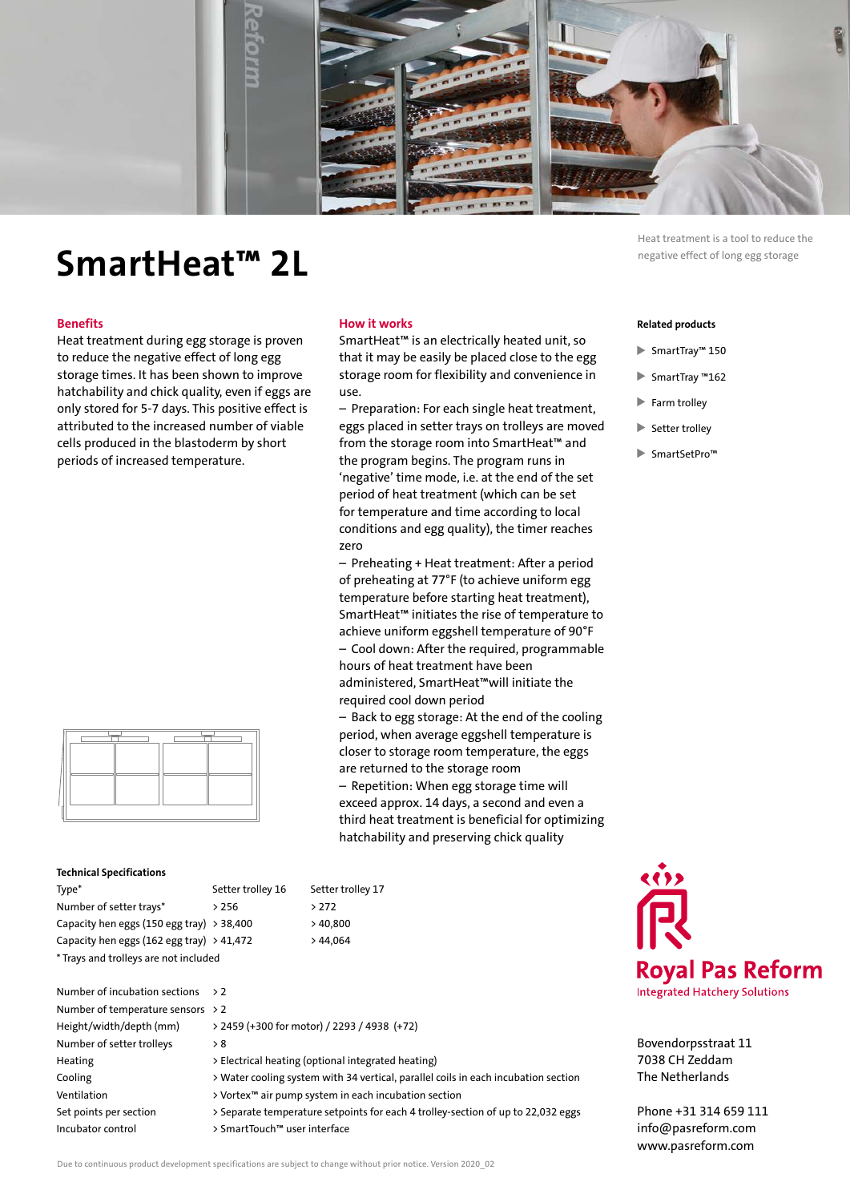# SmartHeat™ 2L

Heat treatment is a tool to reduce the negative effect of long egg storage

## Benefits

Heat treatment during egg storage is proven to reduce the negative effect of long egg storage times. It has been shown to improve hatchability and chick quality, even if eggs are only stored for 5-7 days. This positive effect is attributed to the increased number of viable cells produced in the blastoderm by short periods of increased temperature.

## How it works

SmartHeat™ is an electrically heated unit, so that it may be easily be placed close to the egg storage room for flexibility and convenience in use.

– Preparation: For each single heat treatment, eggs placed in setter trays on trolleys are moved from the storage room into SmartHeat™ and the program begins. The program runs in 'negative' time mode, i.e. at the end of the set period of heat treatment (which can be set for temperature and time according to local conditions and egg quality), the timer reaches zero

– Preheating + Heat treatment: After a period of preheating at 77°F (to achieve uniform egg temperature before starting heat treatment), SmartHeat™ initiates the rise of temperature to achieve uniform eggshell temperature of 90°F

– Cool down: After the required, programmable hours of heat treatment have been administered, SmartHeat™will initiate the required cool down period

– Back to egg storage: At the end of the cooling period, when average eggshell temperature is closer to storage room temperature, the eggs are returned to the storage room

– Repetition: When egg storage time will exceed approx. 14 days, a second and even a third heat treatment is beneficial for optimizing hatchability and preserving chick quality

### Related products

- SmartTray™ 150
- SmartTray ™162
- Farm trolley
- Setter trolley
- SmartSetPro™

### Technical Specifications

| Type* | Setter trolley 16 | Setter trolley 17 |
|---|---|---|
| Number of setter trays* | > 256 | > 272 |
| Capacity hen eggs (150 egg tray) | > 38,400 | > 40,800 |
| Capacity hen eggs (162 egg tray) | > 41,472 | > 44,064 |

* Trays and trolleys are not included

| | |
|---|---|
| Number of incubation sections | > 2 |
| Number of temperature sensors | > 2 |
| Height/width/depth (mm) | > 2459 (+300 for motor) / 2293 / 4938 (+72) |
| Number of setter trolleys | > 8 |
| Heating | > Electrical heating (optional integrated heating) |
| Cooling | > Water cooling system with 34 vertical, parallel coils in each incubation section |
| Ventilation | > Vortex™ air pump system in each incubation section |
| Set points per section | > Separate temperature setpoints for each 4 trolley-section of up to 22,032 eggs |
| Incubator control | > SmartTouch™ user interface |

**Royal Pas Reform**
Integrated Hatchery Solutions

Bovendorpsstraat 11
7038 CH Zeddam
The Netherlands

Phone +31 314 659 111
info@pasreform.com
www.pasreform.com

Due to continuous product development specifications are subject to change without prior notice. Version 2020_02